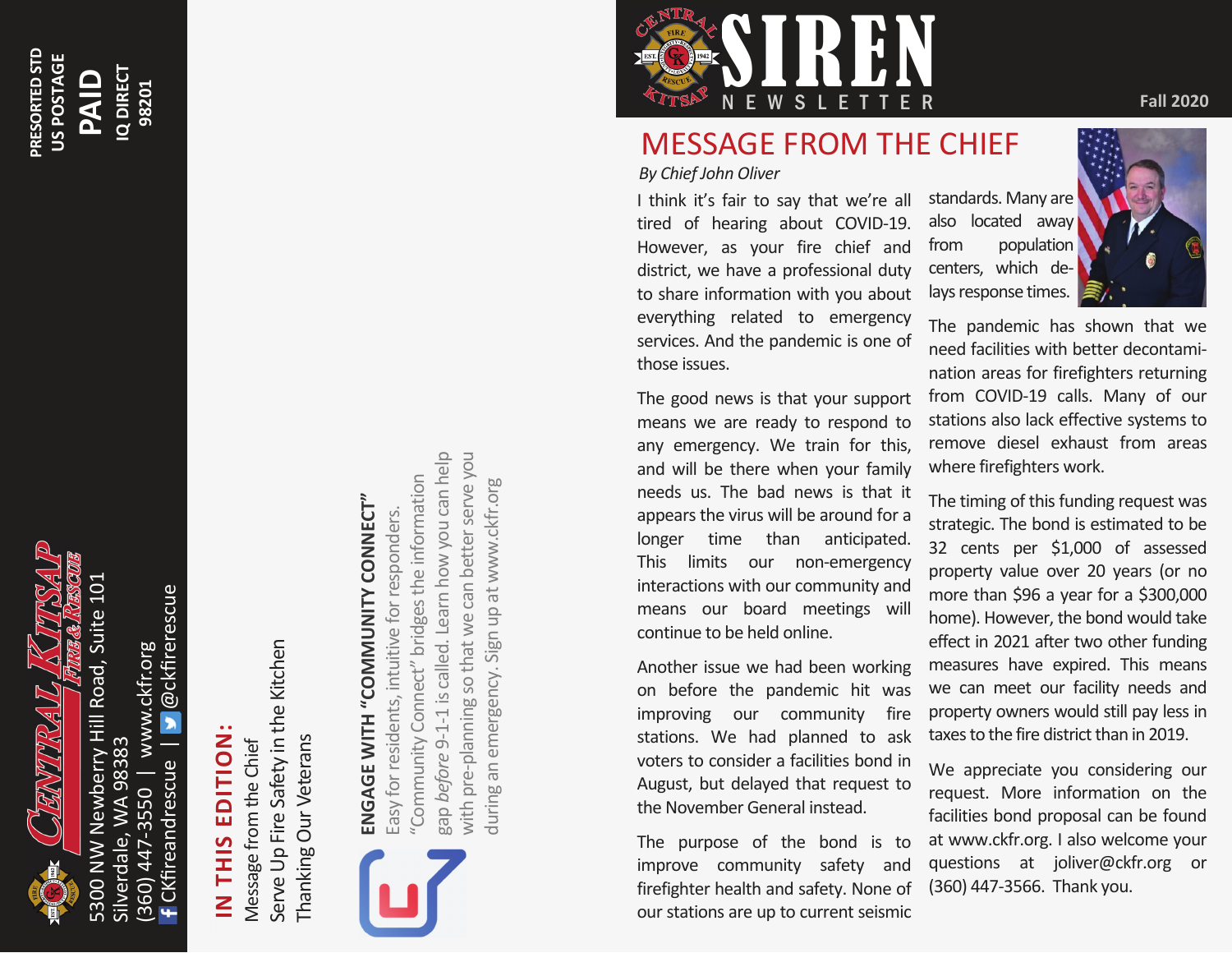PRESORTED STD
US POSTAGE
**PAID**
IQ DIRECT
98201

**CENTRAL KITSAP FIRE & RESCUE**

5300 NW Newberry Hill Road, Suite 101
Silverdale, WA 98383
(360) 447-3550 | www.ckfr.org
CKfireandrescue | @ckfirerescue

## IN THIS EDITION:

- Message from the Chief
- Serve Up Fire Safety in the Kitchen
- Thanking Our Veterans

### ENGAGE WITH "COMMUNITY CONNECT"

Easy for residents, intuitive for responders. "Community Connect" bridges the information gap *before* 9-1-1 is called. Learn how you can help with pre-planning so that we can better serve you during an emergency. Sign up at www.ckfr.org

# SIREN NEWSLETTER

Fall 2020

## MESSAGE FROM THE CHIEF

*By Chief John Oliver*

I think it's fair to say that we're all tired of hearing about COVID-19. However, as your fire chief and district, we have a professional duty to share information with you about everything related to emergency services. And the pandemic is one of those issues.

The good news is that your support means we are ready to respond to any emergency. We train for this, and will be there when your family needs us. The bad news is that it appears the virus will be around for a longer time than anticipated. This limits our non-emergency interactions with our community and means our board meetings will continue to be held online.

Another issue we had been working on before the pandemic hit was improving our community fire stations. We had planned to ask voters to consider a facilities bond in August, but delayed that request to the November General instead.

The purpose of the bond is to improve community safety and firefighter health and safety. None of our stations are up to current seismic standards. Many are also located away from population centers, which delays response times.

The pandemic has shown that we need facilities with better decontamination areas for firefighters returning from COVID-19 calls. Many of our stations also lack effective systems to remove diesel exhaust from areas where firefighters work.

The timing of this funding request was strategic. The bond is estimated to be 32 cents per $1,000 of assessed property value over 20 years (or no more than $96 a year for a $300,000 home). However, the bond would take effect in 2021 after two other funding measures have expired. This means we can meet our facility needs and property owners would still pay less in taxes to the fire district than in 2019.

We appreciate you considering our request. More information on the facilities bond proposal can be found at www.ckfr.org. I also welcome your questions at joliver@ckfr.org or (360) 447-3566. Thank you.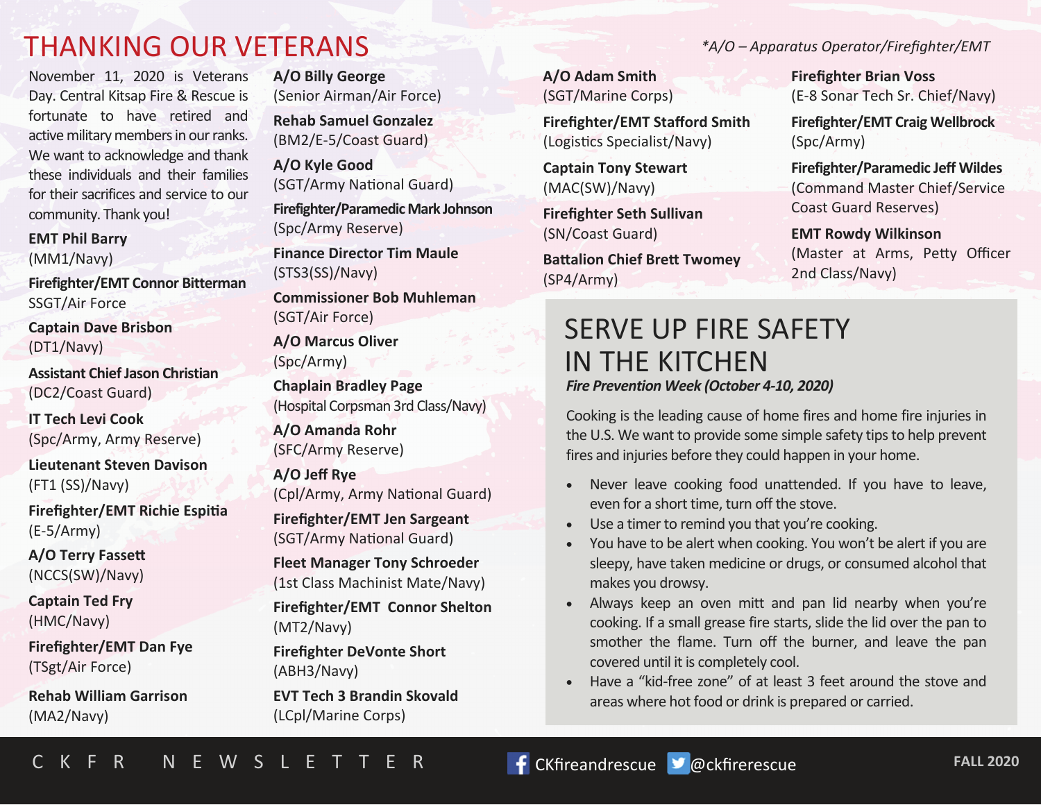# THANKING OUR VETERANS

*\*A/O – Apparatus Operator/Firefighter/EMT*

November 11, 2020 is Veterans Day. Central Kitsap Fire & Rescue is fortunate to have retired and active military members in our ranks. We want to acknowledge and thank these individuals and their families for their sacrifices and service to our community. Thank you!

**EMT Phil Barry**
(MM1/Navy)

**Firefighter/EMT Connor Bitterman**
SSGT/Air Force

**Captain Dave Brisbon**
(DT1/Navy)

**Assistant Chief Jason Christian**
(DC2/Coast Guard)

**IT Tech Levi Cook**
(Spc/Army, Army Reserve)

**Lieutenant Steven Davison**
(FT1 (SS)/Navy)

**Firefighter/EMT Richie Espitia**
(E-5/Army)

**A/O Terry Fassett**
(NCCS(SW)/Navy)

**Captain Ted Fry**
(HMC/Navy)

**Firefighter/EMT Dan Fye**
(TSgt/Air Force)

**Rehab William Garrison**
(MA2/Navy)

**A/O Billy George**
(Senior Airman/Air Force)

**Rehab Samuel Gonzalez**
(BM2/E-5/Coast Guard)

**A/O Kyle Good**
(SGT/Army National Guard)

**Firefighter/Paramedic Mark Johnson**
(Spc/Army Reserve)

**Finance Director Tim Maule**
(STS3(SS)/Navy)

**Commissioner Bob Muhleman**
(SGT/Air Force)

**A/O Marcus Oliver**
(Spc/Army)

**Chaplain Bradley Page**
(Hospital Corpsman 3rd Class/Navy)

**A/O Amanda Rohr**
(SFC/Army Reserve)

**A/O Jeff Rye**
(Cpl/Army, Army National Guard)

**Firefighter/EMT Jen Sargeant**
(SGT/Army National Guard)

**Fleet Manager Tony Schroeder**
(1st Class Machinist Mate/Navy)

**Firefighter/EMT Connor Shelton**
(MT2/Navy)

**Firefighter DeVonte Short**
(ABH3/Navy)

**EVT Tech 3 Brandin Skovald**
(LCpl/Marine Corps)

**A/O Adam Smith**
(SGT/Marine Corps)

**Firefighter/EMT Stafford Smith**
(Logistics Specialist/Navy)

**Captain Tony Stewart**
(MAC(SW)/Navy)

**Firefighter Seth Sullivan**
(SN/Coast Guard)

**Battalion Chief Brett Twomey**
(SP4/Army)

**Firefighter Brian Voss**
(E-8 Sonar Tech Sr. Chief/Navy)

**Firefighter/EMT Craig Wellbrock**
(Spc/Army)

**Firefighter/Paramedic Jeff Wildes**
(Command Master Chief/Service Coast Guard Reserves)

**EMT Rowdy Wilkinson**
(Master at Arms, Petty Officer 2nd Class/Navy)

## SERVE UP FIRE SAFETY IN THE KITCHEN

***Fire Prevention Week (October 4-10, 2020)***

Cooking is the leading cause of home fires and home fire injuries in the U.S. We want to provide some simple safety tips to help prevent fires and injuries before they could happen in your home.

- Never leave cooking food unattended. If you have to leave, even for a short time, turn off the stove.
- Use a timer to remind you that you're cooking.
- You have to be alert when cooking. You won't be alert if you are sleepy, have taken medicine or drugs, or consumed alcohol that makes you drowsy.
- Always keep an oven mitt and pan lid nearby when you're cooking. If a small grease fire starts, slide the lid over the pan to smother the flame. Turn off the burner, and leave the pan covered until it is completely cool.
- Have a "kid-free zone" of at least 3 feet around the stove and areas where hot food or drink is prepared or carried.

CKFR NEWSLETTER CKfireandrescue @ckfirerescue FALL 2020